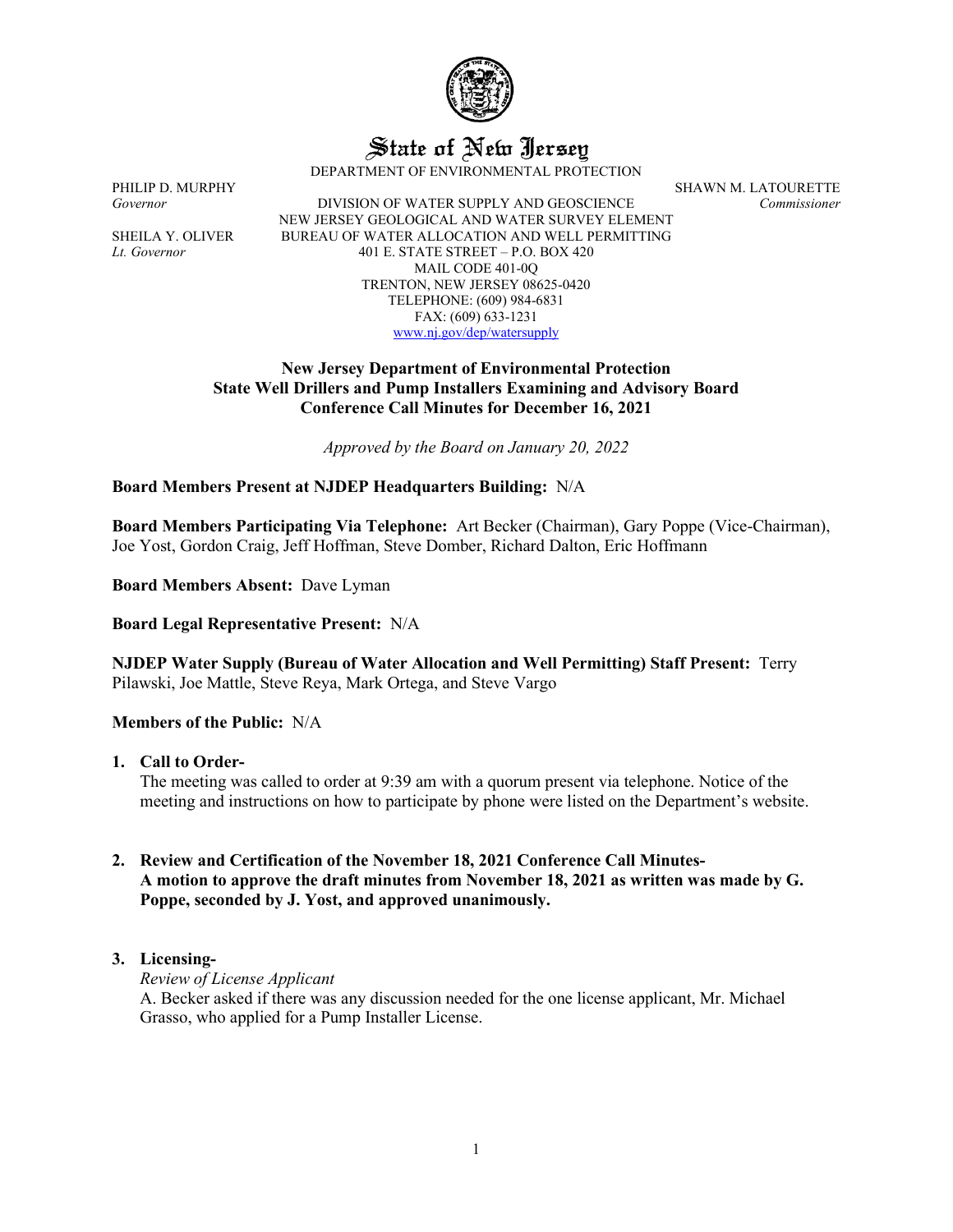# State of New Jersey

DEPARTMENT OF ENVIRONMENTAL PROTECTION

PHILIP D. MURPHY
*Governor*

SHEILA Y. OLIVER
*Lt. Governor*

DIVISION OF WATER SUPPLY AND GEOSCIENCE
NEW JERSEY GEOLOGICAL AND WATER SURVEY ELEMENT
BUREAU OF WATER ALLOCATION AND WELL PERMITTING
401 E. STATE STREET – P.O. BOX 420
MAIL CODE 401-0Q
TRENTON, NEW JERSEY 08625-0420
TELEPHONE: (609) 984-6831
FAX: (609) 633-1231
www.nj.gov/dep/watersupply

SHAWN M. LATOURETTE
*Commissioner*

**New Jersey Department of Environmental Protection**
**State Well Drillers and Pump Installers Examining and Advisory Board**
**Conference Call Minutes for December 16, 2021**

*Approved by the Board on January 20, 2022*

**Board Members Present at NJDEP Headquarters Building:** N/A

**Board Members Participating Via Telephone:** Art Becker (Chairman), Gary Poppe (Vice-Chairman), Joe Yost, Gordon Craig, Jeff Hoffman, Steve Domber, Richard Dalton, Eric Hoffmann

**Board Members Absent:** Dave Lyman

**Board Legal Representative Present:** N/A

**NJDEP Water Supply (Bureau of Water Allocation and Well Permitting) Staff Present:** Terry Pilawski, Joe Mattle, Steve Reya, Mark Ortega, and Steve Vargo

**Members of the Public:** N/A

1. **Call to Order-**
   The meeting was called to order at 9:39 am with a quorum present via telephone. Notice of the meeting and instructions on how to participate by phone were listed on the Department's website.

2. **Review and Certification of the November 18, 2021 Conference Call Minutes-**
   **A motion to approve the draft minutes from November 18, 2021 as written was made by G. Poppe, seconded by J. Yost, and approved unanimously.**

3. **Licensing-**
   *Review of License Applicant*
   A. Becker asked if there was any discussion needed for the one license applicant, Mr. Michael Grasso, who applied for a Pump Installer License.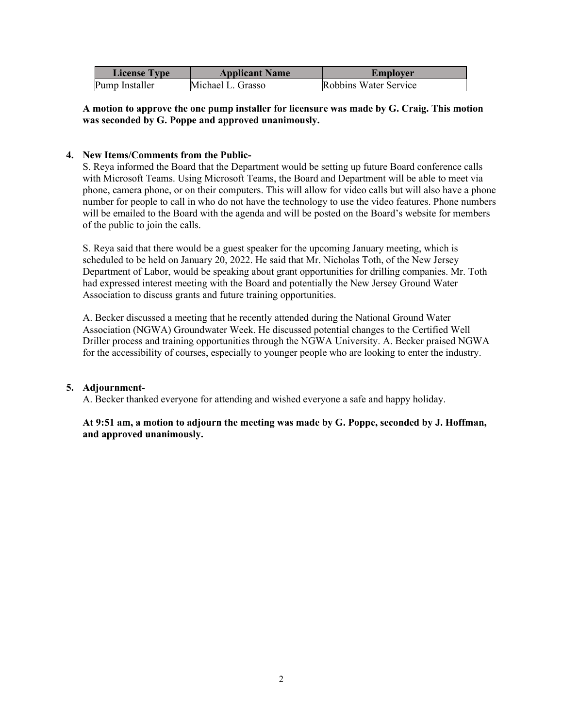| License Type | Applicant Name | Employer |
|---|---|---|
| Pump Installer | Michael L. Grasso | Robbins Water Service |

**A motion to approve the one pump installer for licensure was made by G. Craig. This motion was seconded by G. Poppe and approved unanimously.**

4. **New Items/Comments from the Public-**

   S. Reya informed the Board that the Department would be setting up future Board conference calls with Microsoft Teams. Using Microsoft Teams, the Board and Department will be able to meet via phone, camera phone, or on their computers. This will allow for video calls but will also have a phone number for people to call in who do not have the technology to use the video features. Phone numbers will be emailed to the Board with the agenda and will be posted on the Board's website for members of the public to join the calls.

   S. Reya said that there would be a guest speaker for the upcoming January meeting, which is scheduled to be held on January 20, 2022. He said that Mr. Nicholas Toth, of the New Jersey Department of Labor, would be speaking about grant opportunities for drilling companies. Mr. Toth had expressed interest meeting with the Board and potentially the New Jersey Ground Water Association to discuss grants and future training opportunities.

   A. Becker discussed a meeting that he recently attended during the National Ground Water Association (NGWA) Groundwater Week. He discussed potential changes to the Certified Well Driller process and training opportunities through the NGWA University. A. Becker praised NGWA for the accessibility of courses, especially to younger people who are looking to enter the industry.

5. **Adjournment-**

   A. Becker thanked everyone for attending and wished everyone a safe and happy holiday.

   **At 9:51 am, a motion to adjourn the meeting was made by G. Poppe, seconded by J. Hoffman, and approved unanimously.**